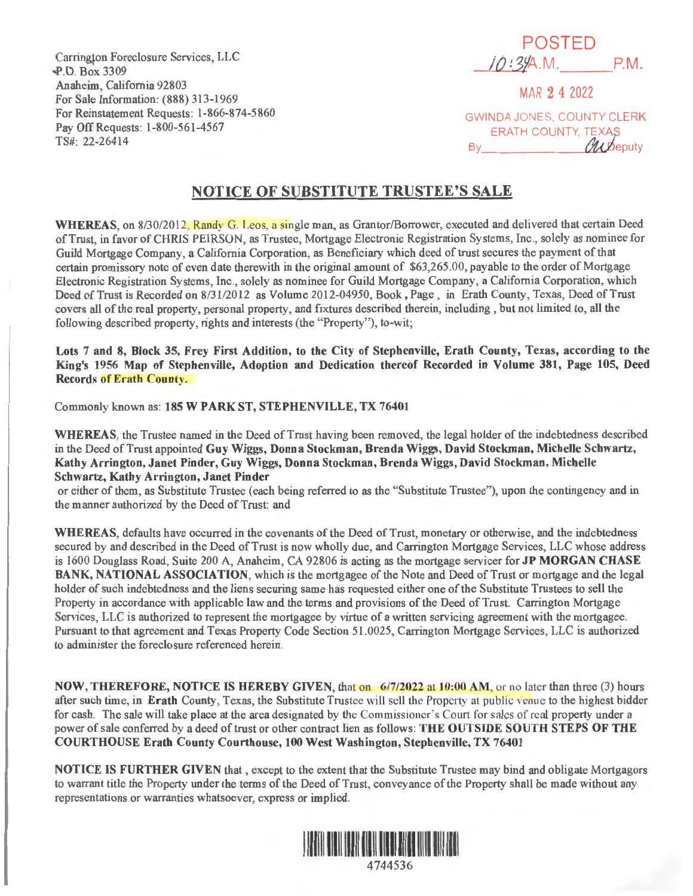Carrington Foreclosure Services, LLC
P.O. Box 3309
Anaheim, California 92803
For Sale Information: (888) 313-1969
For Reinstatement Requests: 1-866-874-5860
Pay Off Requests: 1-800-561-4567
TS#: 22-26414

POSTED
10:34 A.M. ______ P.M.

MAR 2 4 2022

GWINDA JONES, COUNTY CLERK
ERATH COUNTY, TEXAS
By ______________ Deputy

## NOTICE OF SUBSTITUTE TRUSTEE'S SALE

**WHEREAS**, on 8/30/2012, Randy G. Leos, a single man, as Grantor/Borrower, executed and delivered that certain Deed of Trust, in favor of CHRIS PEIRSON, as Trustee, Mortgage Electronic Registration Systems, Inc., solely as nominee for Guild Mortgage Company, a California Corporation, as Beneficiary which deed of trust secures the payment of that certain promissory note of even date therewith in the original amount of $63,265.00, payable to the order of Mortgage Electronic Registration Systems, Inc., solely as nominee for Guild Mortgage Company, a California Corporation, which Deed of Trust is Recorded on 8/31/2012 as Volume 2012-04950, Book , Page , in Erath County, Texas, Deed of Trust covers all of the real property, personal property, and fixtures described therein, including , but not limited to, all the following described property, rights and interests (the "Property"), to-wit;

**Lots 7 and 8, Block 35, Frey First Addition, to the City of Stephenville, Erath County, Texas, according to the King's 1956 Map of Stephenville, Adoption and Dedication thereof Recorded in Volume 381, Page 105, Deed Records of Erath County.**

Commonly known as: **185 W PARK ST, STEPHENVILLE, TX 76401**

**WHEREAS**, the Trustee named in the Deed of Trust having been removed, the legal holder of the indebtedness described in the Deed of Trust appointed **Guy Wiggs, Donna Stockman, Brenda Wiggs, David Stockman, Michelle Schwartz, Kathy Arrington, Janet Pinder, Guy Wiggs, Donna Stockman, Brenda Wiggs, David Stockman, Michelle Schwartz, Kathy Arrington, Janet Pinder**
or either of them, as Substitute Trustee (each being referred to as the "Substitute Trustee"), upon the contingency and in the manner authorized by the Deed of Trust: and

**WHEREAS**, defaults have occurred in the covenants of the Deed of Trust, monetary or otherwise, and the indebtedness secured by and described in the Deed of Trust is now wholly due, and Carrington Mortgage Services, LLC whose address is 1600 Douglass Road, Suite 200 A, Anaheim, CA 92806 is acting as the mortgage servicer for **JP MORGAN CHASE BANK, NATIONAL ASSOCIATION**, which is the mortgagee of the Note and Deed of Trust or mortgage and the legal holder of such indebtedness and the liens securing same has requested either one of the Substitute Trustees to sell the Property in accordance with applicable law and the terms and provisions of the Deed of Trust. Carrington Mortgage Services, LLC is authorized to represent the mortgagee by virtue of a written servicing agreement with the mortgagee. Pursuant to that agreement and Texas Property Code Section 51.0025, Carrington Mortgage Services, LLC is authorized to administer the foreclosure referenced herein.

**NOW, THEREFORE, NOTICE IS HEREBY GIVEN**, that on **6/7/2022 at 10:00 AM**, or no later than three (3) hours after such time, in **Erath** County, Texas, the Substitute Trustee will sell the Property at public venue to the highest bidder for cash. The sale will take place at the area designated by the Commissioner's Court for sales of real property under a power of sale conferred by a deed of trust or other contract lien as follows: **THE OUTSIDE SOUTH STEPS OF THE COURTHOUSE Erath County Courthouse, 100 West Washington, Stephenville, TX 76401**

**NOTICE IS FURTHER GIVEN** that , except to the extent that the Substitute Trustee may bind and obligate Mortgagors to warrant title the Property under the terms of the Deed of Trust, conveyance of the Property shall be made without any representations or warranties whatsoever, express or implied.

4744536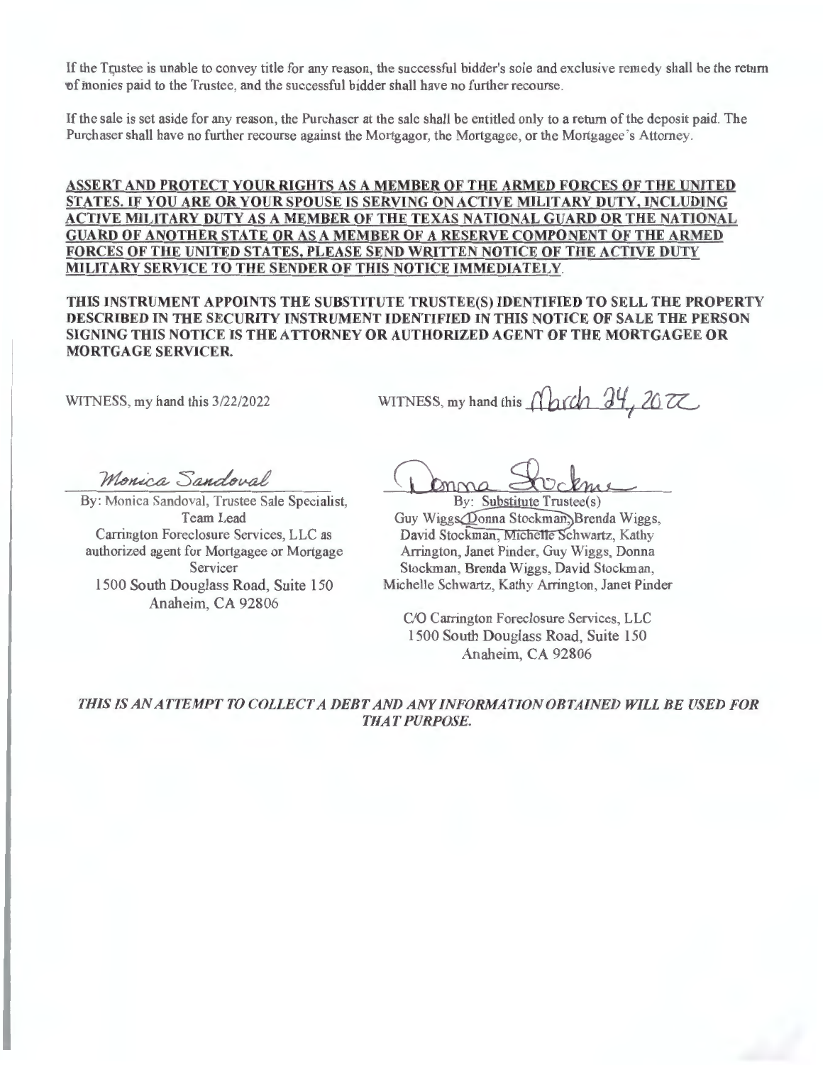If the Trustee is unable to convey title for any reason, the successful bidder's sole and exclusive remedy shall be the return of monies paid to the Trustee, and the successful bidder shall have no further recourse.

If the sale is set aside for any reason, the Purchaser at the sale shall be entitled only to a return of the deposit paid. The Purchaser shall have no further recourse against the Mortgagor, the Mortgagee, or the Mortgagee's Attorney.

**ASSERT AND PROTECT YOUR RIGHTS AS A MEMBER OF THE ARMED FORCES OF THE UNITED STATES. IF YOU ARE OR YOUR SPOUSE IS SERVING ON ACTIVE MILITARY DUTY, INCLUDING ACTIVE MILITARY DUTY AS A MEMBER OF THE TEXAS NATIONAL GUARD OR THE NATIONAL GUARD OF ANOTHER STATE OR AS A MEMBER OF A RESERVE COMPONENT OF THE ARMED FORCES OF THE UNITED STATES, PLEASE SEND WRITTEN NOTICE OF THE ACTIVE DUTY MILITARY SERVICE TO THE SENDER OF THIS NOTICE IMMEDIATELY.**

**THIS INSTRUMENT APPOINTS THE SUBSTITUTE TRUSTEE(S) IDENTIFIED TO SELL THE PROPERTY DESCRIBED IN THE SECURITY INSTRUMENT IDENTIFIED IN THIS NOTICE OF SALE THE PERSON SIGNING THIS NOTICE IS THE ATTORNEY OR AUTHORIZED AGENT OF THE MORTGAGEE OR MORTGAGE SERVICER.**

WITNESS, my hand this 3/22/2022

Monica Sandoval

By: Monica Sandoval, Trustee Sale Specialist, Team Lead
Carrington Foreclosure Services, LLC as authorized agent for Mortgagee or Mortgage Servicer
1500 South Douglass Road, Suite 150
Anaheim, CA 92806

WITNESS, my hand this March 24, 2022

Donna Stockman

By: Substitute Trustee(s)
Guy Wiggs, Donna Stockman, Brenda Wiggs, David Stockman, Michelle Schwartz, Kathy Arrington, Janet Pinder, Guy Wiggs, Donna Stockman, Brenda Wiggs, David Stockman, Michelle Schwartz, Kathy Arrington, Janet Pinder

C/O Carrington Foreclosure Services, LLC
1500 South Douglass Road, Suite 150
Anaheim, CA 92806

*THIS IS AN ATTEMPT TO COLLECT A DEBT AND ANY INFORMATION OBTAINED WILL BE USED FOR THAT PURPOSE.*